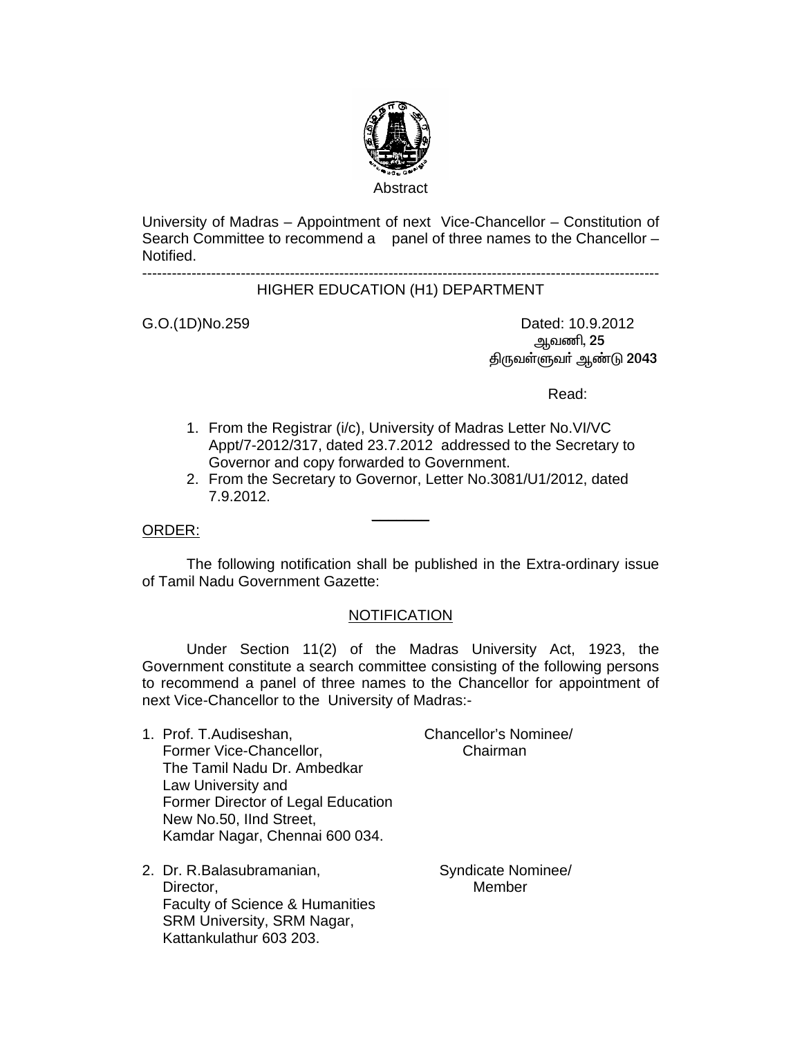Abstract

University of Madras – Appointment of next Vice-Chancellor – Constitution of Search Committee to recommend a panel of three names to the Chancellor – Notified.

---

HIGHER EDUCATION (H1) DEPARTMENT

G.O.(1D)No.259 Dated: 10.9.2012
ஆவணி, 25
திருவள்ளுவர் ஆண்டு 2043

Read:

1. From the Registrar (i/c), University of Madras Letter No.VI/VC Appt/7-2012/317, dated 23.7.2012 addressed to the Secretary to Governor and copy forwarded to Government.
2. From the Secretary to Governor, Letter No.3081/U1/2012, dated 7.9.2012.

---

ORDER:

The following notification shall be published in the Extra-ordinary issue of Tamil Nadu Government Gazette:

NOTIFICATION

Under Section 11(2) of the Madras University Act, 1923, the Government constitute a search committee consisting of the following persons to recommend a panel of three names to the Chancellor for appointment of next Vice-Chancellor to the University of Madras:-

1. Prof. T.Audiseshan, Former Vice-Chancellor, The Tamil Nadu Dr. Ambedkar Law University and Former Director of Legal Education New No.50, IInd Street, Kamdar Nagar, Chennai 600 034. — Chancellor's Nominee/ Chairman

2. Dr. R.Balasubramanian, Director, Faculty of Science & Humanities SRM University, SRM Nagar, Kattankulathur 603 203. — Syndicate Nominee/ Member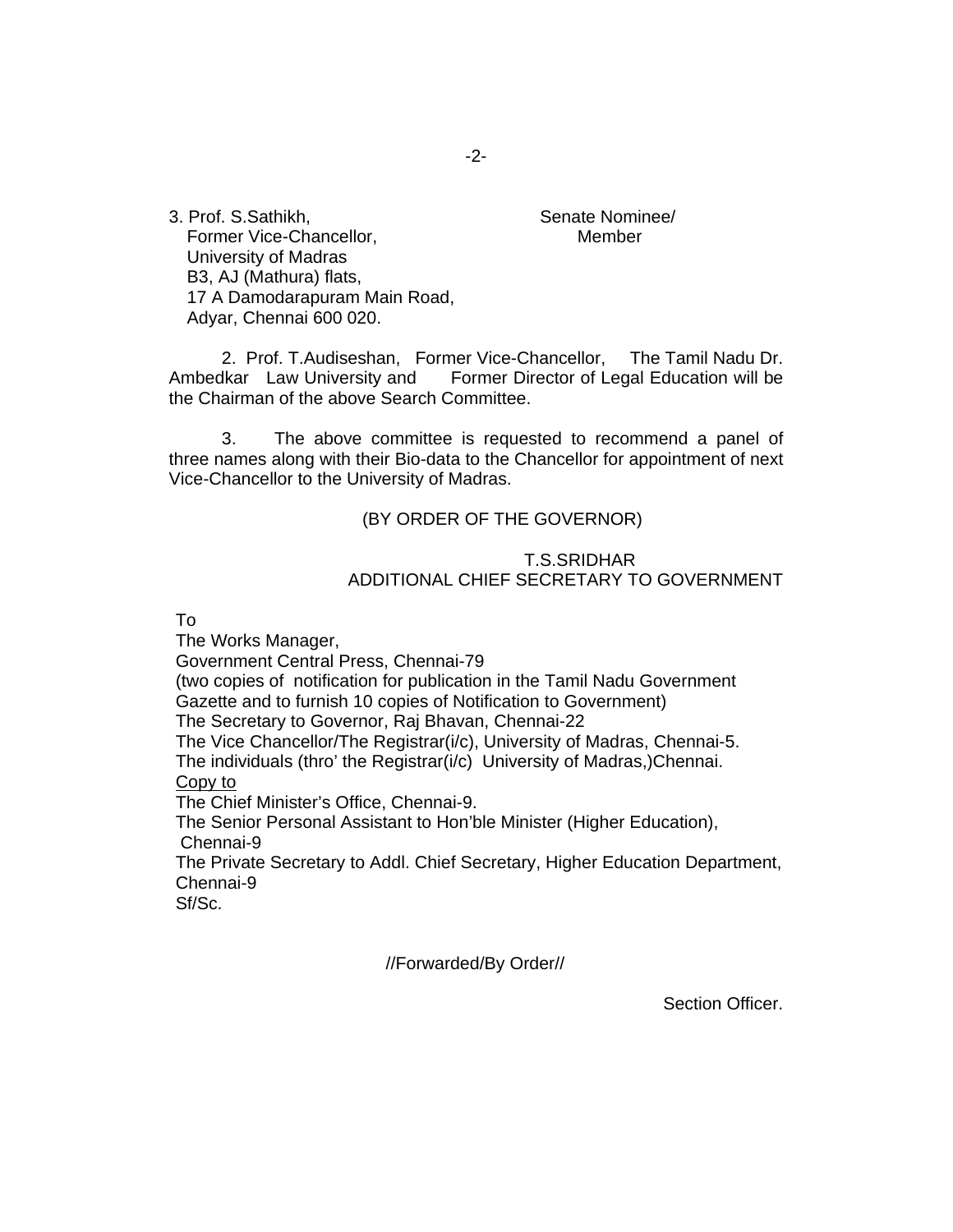3. Prof. S.Sathikh, Senate Nominee/ Member
Former Vice-Chancellor,
University of Madras
B3, AJ (Mathura) flats,
17 A Damodarapuram Main Road,
Adyar, Chennai 600 020.

2. Prof. T.Audiseshan, Former Vice-Chancellor, The Tamil Nadu Dr. Ambedkar Law University and Former Director of Legal Education will be the Chairman of the above Search Committee.

3. The above committee is requested to recommend a panel of three names along with their Bio-data to the Chancellor for appointment of next Vice-Chancellor to the University of Madras.

(BY ORDER OF THE GOVERNOR)

T.S.SRIDHAR
ADDITIONAL CHIEF SECRETARY TO GOVERNMENT

To
The Works Manager,
Government Central Press, Chennai-79
(two copies of notification for publication in the Tamil Nadu Government Gazette and to furnish 10 copies of Notification to Government)
The Secretary to Governor, Raj Bhavan, Chennai-22
The Vice Chancellor/The Registrar(i/c), University of Madras, Chennai-5.
The individuals (thro' the Registrar(i/c) University of Madras,)Chennai.
<u>Copy to</u>
The Chief Minister's Office, Chennai-9.
The Senior Personal Assistant to Hon'ble Minister (Higher Education), Chennai-9
The Private Secretary to Addl. Chief Secretary, Higher Education Department, Chennai-9
Sf/Sc.

//Forwarded/By Order//

Section Officer.